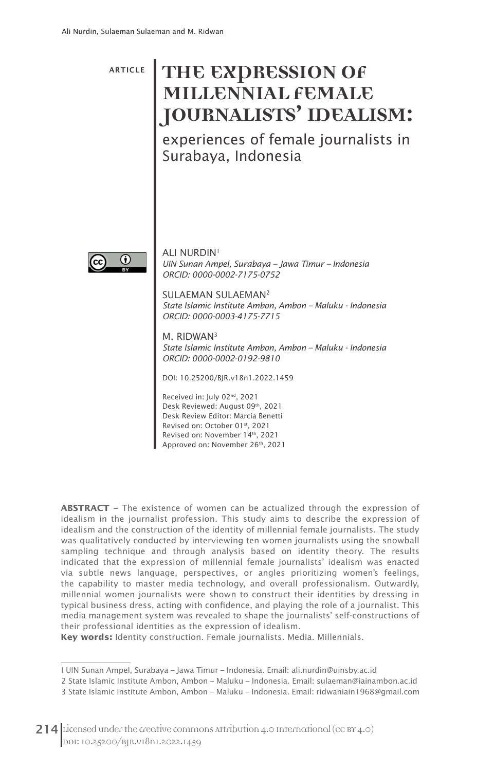ARTICLE

# THE EXPRESSION OF MILLENNIAL FEMALE JOURNALISTS' IDEALISM:

## experiences of female journalists in Surabaya, Indonesia

ALI NURDIN[1]
*UIN Sunan Ampel, Surabaya – Jawa Timur – Indonesia*
*ORCID: 0000-0002-7175-0752*

SULAEMAN SULAEMAN[2]
*State Islamic Institute Ambon, Ambon – Maluku - Indonesia*
*ORCID: 0000-0003-4175-7715*

M. RIDWAN[3]
*State Islamic Institute Ambon, Ambon – Maluku - Indonesia*
*ORCID: 0000-0002-0192-9810*

DOI: 10.25200/BJR.v18n1.2022.1459

Received in: July 02nd, 2021
Desk Reviewed: August 09th, 2021
Desk Review Editor: Marcia Benetti
Revised on: October 01st, 2021
Revised on: November 14th, 2021
Approved on: November 26th, 2021

**ABSTRACT –** The existence of women can be actualized through the expression of idealism in the journalist profession. This study aims to describe the expression of idealism and the construction of the identity of millennial female journalists. The study was qualitatively conducted by interviewing ten women journalists using the snowball sampling technique and through analysis based on identity theory. The results indicated that the expression of millennial female journalists' idealism was enacted via subtle news language, perspectives, or angles prioritizing women's feelings, the capability to master media technology, and overall professionalism. Outwardly, millennial women journalists were shown to construct their identities by dressing in typical business dress, acting with confidence, and playing the role of a journalist. This media management system was revealed to shape the journalists' self-constructions of their professional identities as the expression of idealism.

**Key words:** Identity construction. Female journalists. Media. Millennials.

---

1 UIN Sunan Ampel, Surabaya – Jawa Timur – Indonesia. Email: ali.nurdin@uinsby.ac.id

2 State Islamic Institute Ambon, Ambon – Maluku – Indonesia. Email: sulaeman@iainambon.ac.id

3 State Islamic Institute Ambon, Ambon – Maluku – Indonesia. Email: ridwaniain1968@gmail.com

Licensed under the creative commons Attribution 4.0 International (CC BY 4.0)
DOI: 10.25200/BJR.v18n1.2022.1459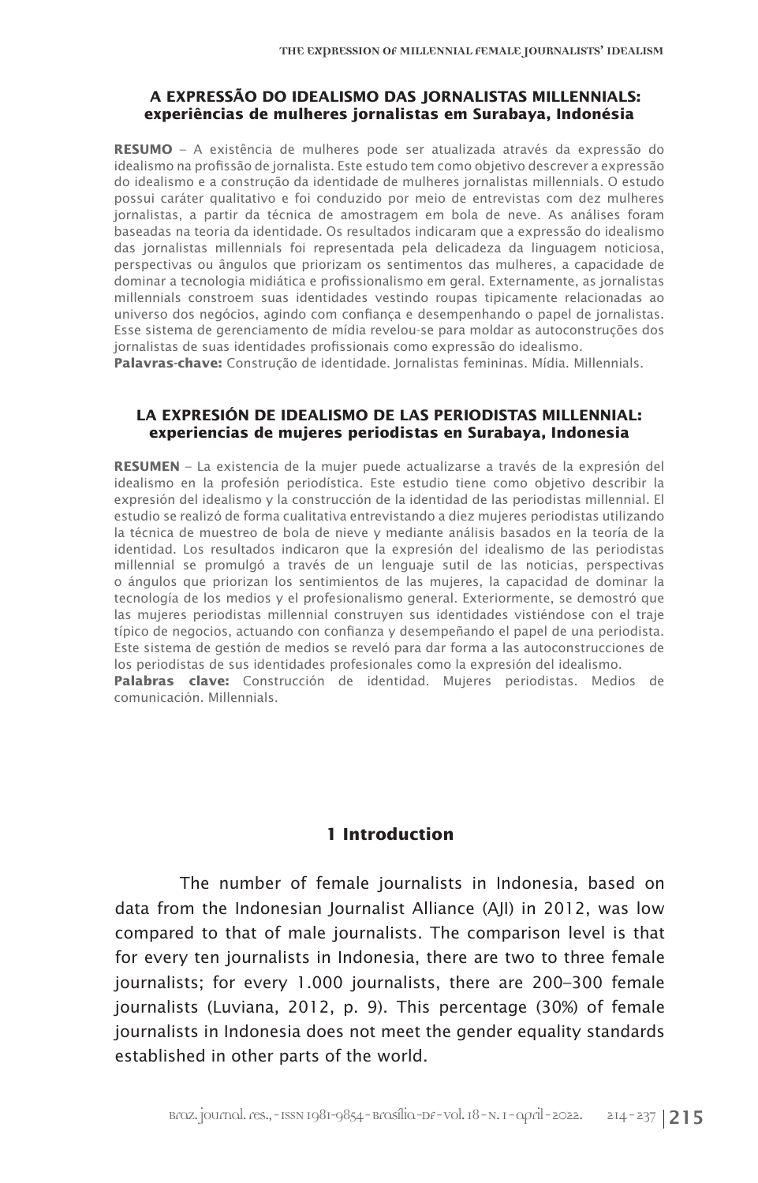**A EXPRESSÃO DO IDEALISMO DAS JORNALISTAS MILLENNIALS: experiências de mulheres jornalistas em Surabaya, Indonésia**

**RESUMO** – A existência de mulheres pode ser atualizada através da expressão do idealismo na profissão de jornalista. Este estudo tem como objetivo descrever a expressão do idealismo e a construção da identidade de mulheres jornalistas millennials. O estudo possui caráter qualitativo e foi conduzido por meio de entrevistas com dez mulheres jornalistas, a partir da técnica de amostragem em bola de neve. As análises foram baseadas na teoria da identidade. Os resultados indicaram que a expressão do idealismo das jornalistas millennials foi representada pela delicadeza da linguagem noticiosa, perspectivas ou ângulos que priorizam os sentimentos das mulheres, a capacidade de dominar a tecnologia midiática e profissionalismo em geral. Externamente, as jornalistas millennials constroem suas identidades vestindo roupas tipicamente relacionadas ao universo dos negócios, agindo com confiança e desempenhando o papel de jornalistas. Esse sistema de gerenciamento de mídia revelou-se para moldar as autoconstruções dos jornalistas de suas identidades profissionais como expressão do idealismo.

**Palavras-chave:** Construção de identidade. Jornalistas femininas. Mídia. Millennials.

**LA EXPRESIÓN DE IDEALISMO DE LAS PERIODISTAS MILLENNIAL: experiencias de mujeres periodistas en Surabaya, Indonesia**

**RESUMEN** – La existencia de la mujer puede actualizarse a través de la expresión del idealismo en la profesión periodística. Este estudio tiene como objetivo describir la expresión del idealismo y la construcción de la identidad de las periodistas millennial. El estudio se realizó de forma cualitativa entrevistando a diez mujeres periodistas utilizando la técnica de muestreo de bola de nieve y mediante análisis basados en la teoría de la identidad. Los resultados indicaron que la expresión del idealismo de las periodistas millennial se promulgó a través de un lenguaje sutil de las noticias, perspectivas o ángulos que priorizan los sentimientos de las mujeres, la capacidad de dominar la tecnología de los medios y el profesionalismo general. Exteriormente, se demostró que las mujeres periodistas millennial construyen sus identidades vistiéndose con el traje típico de negocios, actuando con confianza y desempeñando el papel de una periodista. Este sistema de gestión de medios se reveló para dar forma a las autoconstrucciones de los periodistas de sus identidades profesionales como la expresión del idealismo.

**Palabras clave:** Construcción de identidad. Mujeres periodistas. Medios de comunicación. Millennials.

## 1 Introduction

The number of female journalists in Indonesia, based on data from the Indonesian Journalist Alliance (AJI) in 2012, was low compared to that of male journalists. The comparison level is that for every ten journalists in Indonesia, there are two to three female journalists; for every 1.000 journalists, there are 200–300 female journalists (Luviana, 2012, p. 9). This percentage (30%) of female journalists in Indonesia does not meet the gender equality standards established in other parts of the world.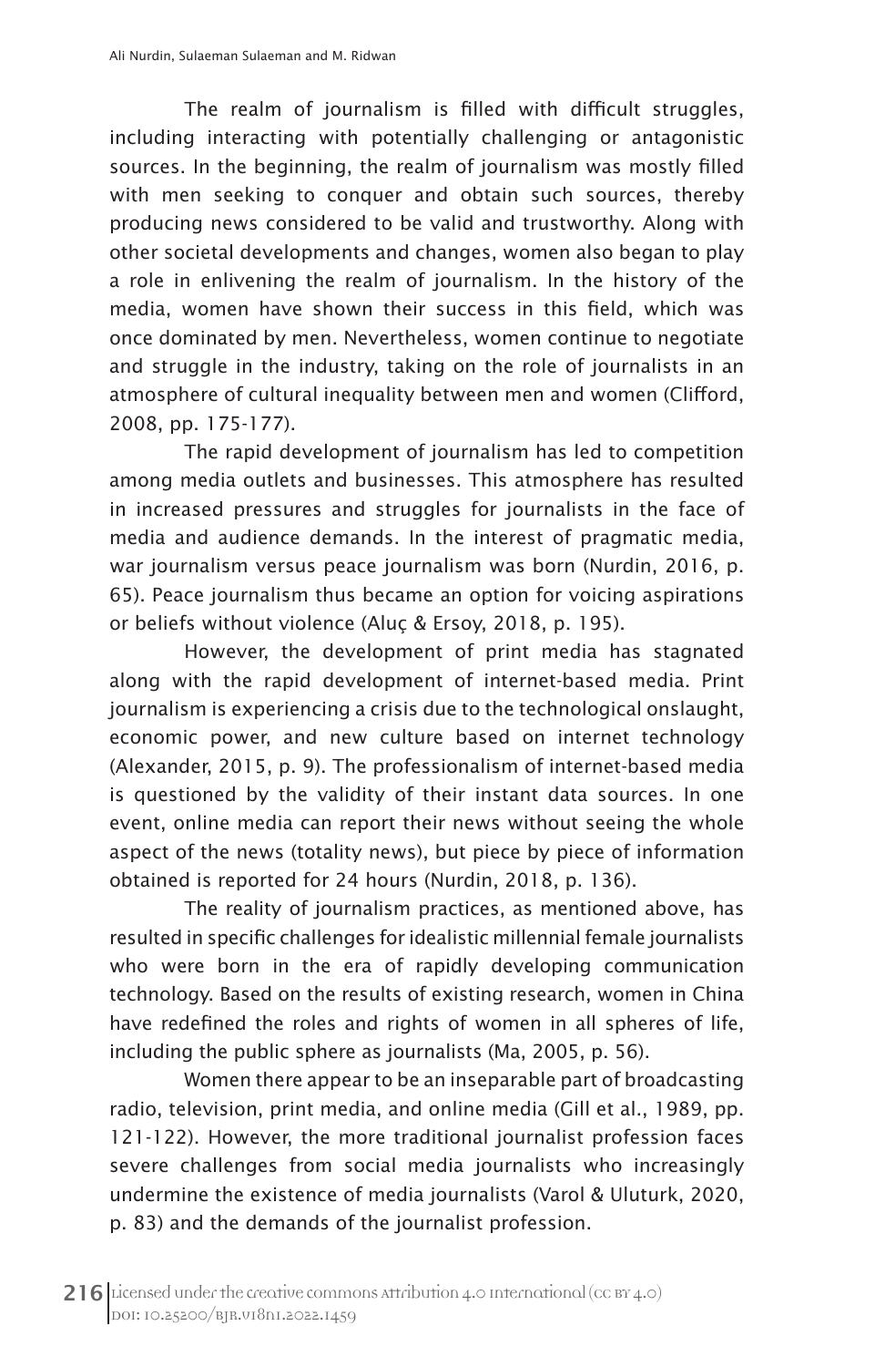The realm of journalism is filled with difficult struggles, including interacting with potentially challenging or antagonistic sources. In the beginning, the realm of journalism was mostly filled with men seeking to conquer and obtain such sources, thereby producing news considered to be valid and trustworthy. Along with other societal developments and changes, women also began to play a role in enlivening the realm of journalism. In the history of the media, women have shown their success in this field, which was once dominated by men. Nevertheless, women continue to negotiate and struggle in the industry, taking on the role of journalists in an atmosphere of cultural inequality between men and women (Clifford, 2008, pp. 175-177).

The rapid development of journalism has led to competition among media outlets and businesses. This atmosphere has resulted in increased pressures and struggles for journalists in the face of media and audience demands. In the interest of pragmatic media, war journalism versus peace journalism was born (Nurdin, 2016, p. 65). Peace journalism thus became an option for voicing aspirations or beliefs without violence (Aluç & Ersoy, 2018, p. 195).

However, the development of print media has stagnated along with the rapid development of internet-based media. Print journalism is experiencing a crisis due to the technological onslaught, economic power, and new culture based on internet technology (Alexander, 2015, p. 9). The professionalism of internet-based media is questioned by the validity of their instant data sources. In one event, online media can report their news without seeing the whole aspect of the news (totality news), but piece by piece of information obtained is reported for 24 hours (Nurdin, 2018, p. 136).

The reality of journalism practices, as mentioned above, has resulted in specific challenges for idealistic millennial female journalists who were born in the era of rapidly developing communication technology. Based on the results of existing research, women in China have redefined the roles and rights of women in all spheres of life, including the public sphere as journalists (Ma, 2005, p. 56).

Women there appear to be an inseparable part of broadcasting radio, television, print media, and online media (Gill et al., 1989, pp. 121-122). However, the more traditional journalist profession faces severe challenges from social media journalists who increasingly undermine the existence of media journalists (Varol & Uluturk, 2020, p. 83) and the demands of the journalist profession.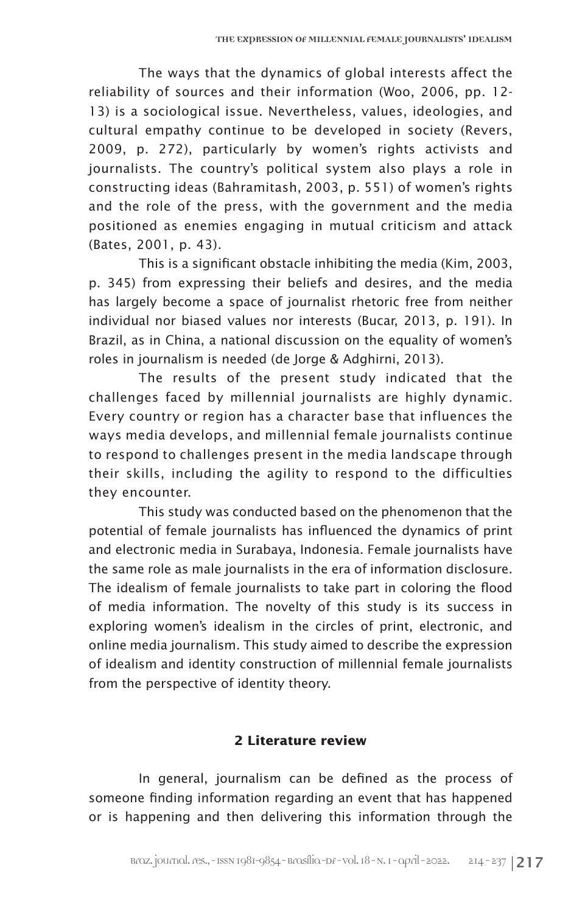The ways that the dynamics of global interests affect the reliability of sources and their information (Woo, 2006, pp. 12-13) is a sociological issue. Nevertheless, values, ideologies, and cultural empathy continue to be developed in society (Revers, 2009, p. 272), particularly by women's rights activists and journalists. The country's political system also plays a role in constructing ideas (Bahramitash, 2003, p. 551) of women's rights and the role of the press, with the government and the media positioned as enemies engaging in mutual criticism and attack (Bates, 2001, p. 43).

This is a significant obstacle inhibiting the media (Kim, 2003, p. 345) from expressing their beliefs and desires, and the media has largely become a space of journalist rhetoric free from neither individual nor biased values nor interests (Bucar, 2013, p. 191). In Brazil, as in China, a national discussion on the equality of women's roles in journalism is needed (de Jorge & Adghirni, 2013).

The results of the present study indicated that the challenges faced by millennial journalists are highly dynamic. Every country or region has a character base that influences the ways media develops, and millennial female journalists continue to respond to challenges present in the media landscape through their skills, including the agility to respond to the difficulties they encounter.

This study was conducted based on the phenomenon that the potential of female journalists has influenced the dynamics of print and electronic media in Surabaya, Indonesia. Female journalists have the same role as male journalists in the era of information disclosure. The idealism of female journalists to take part in coloring the flood of media information. The novelty of this study is its success in exploring women's idealism in the circles of print, electronic, and online media journalism. This study aimed to describe the expression of idealism and identity construction of millennial female journalists from the perspective of identity theory.

## 2 Literature review

In general, journalism can be defined as the process of someone finding information regarding an event that has happened or is happening and then delivering this information through the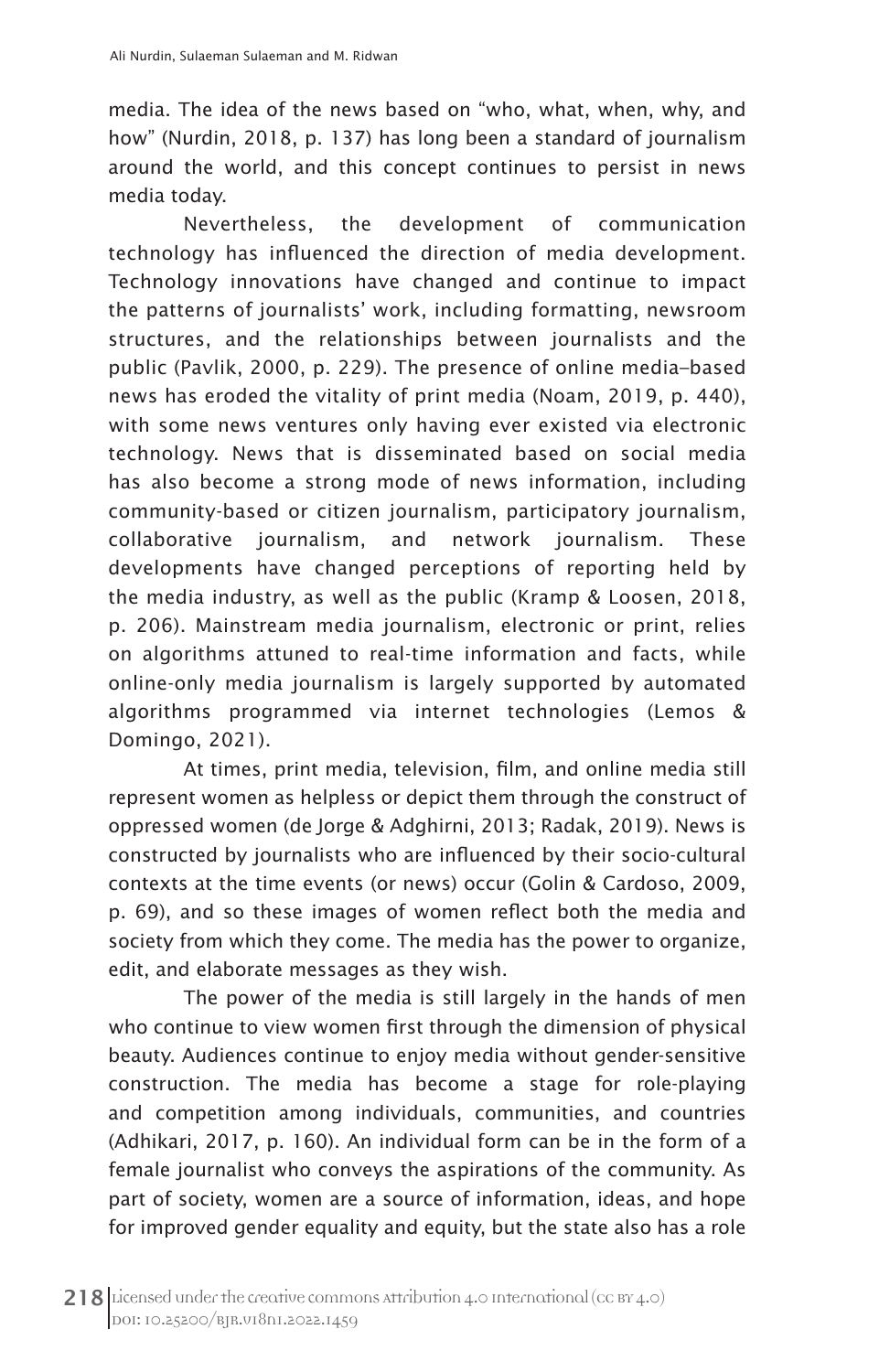media. The idea of the news based on "who, what, when, why, and how" (Nurdin, 2018, p. 137) has long been a standard of journalism around the world, and this concept continues to persist in news media today.

Nevertheless, the development of communication technology has influenced the direction of media development. Technology innovations have changed and continue to impact the patterns of journalists' work, including formatting, newsroom structures, and the relationships between journalists and the public (Pavlik, 2000, p. 229). The presence of online media–based news has eroded the vitality of print media (Noam, 2019, p. 440), with some news ventures only having ever existed via electronic technology. News that is disseminated based on social media has also become a strong mode of news information, including community-based or citizen journalism, participatory journalism, collaborative journalism, and network journalism. These developments have changed perceptions of reporting held by the media industry, as well as the public (Kramp & Loosen, 2018, p. 206). Mainstream media journalism, electronic or print, relies on algorithms attuned to real-time information and facts, while online-only media journalism is largely supported by automated algorithms programmed via internet technologies (Lemos & Domingo, 2021).

At times, print media, television, film, and online media still represent women as helpless or depict them through the construct of oppressed women (de Jorge & Adghirni, 2013; Radak, 2019). News is constructed by journalists who are influenced by their socio-cultural contexts at the time events (or news) occur (Golin & Cardoso, 2009, p. 69), and so these images of women reflect both the media and society from which they come. The media has the power to organize, edit, and elaborate messages as they wish.

The power of the media is still largely in the hands of men who continue to view women first through the dimension of physical beauty. Audiences continue to enjoy media without gender-sensitive construction. The media has become a stage for role-playing and competition among individuals, communities, and countries (Adhikari, 2017, p. 160). An individual form can be in the form of a female journalist who conveys the aspirations of the community. As part of society, women are a source of information, ideas, and hope for improved gender equality and equity, but the state also has a role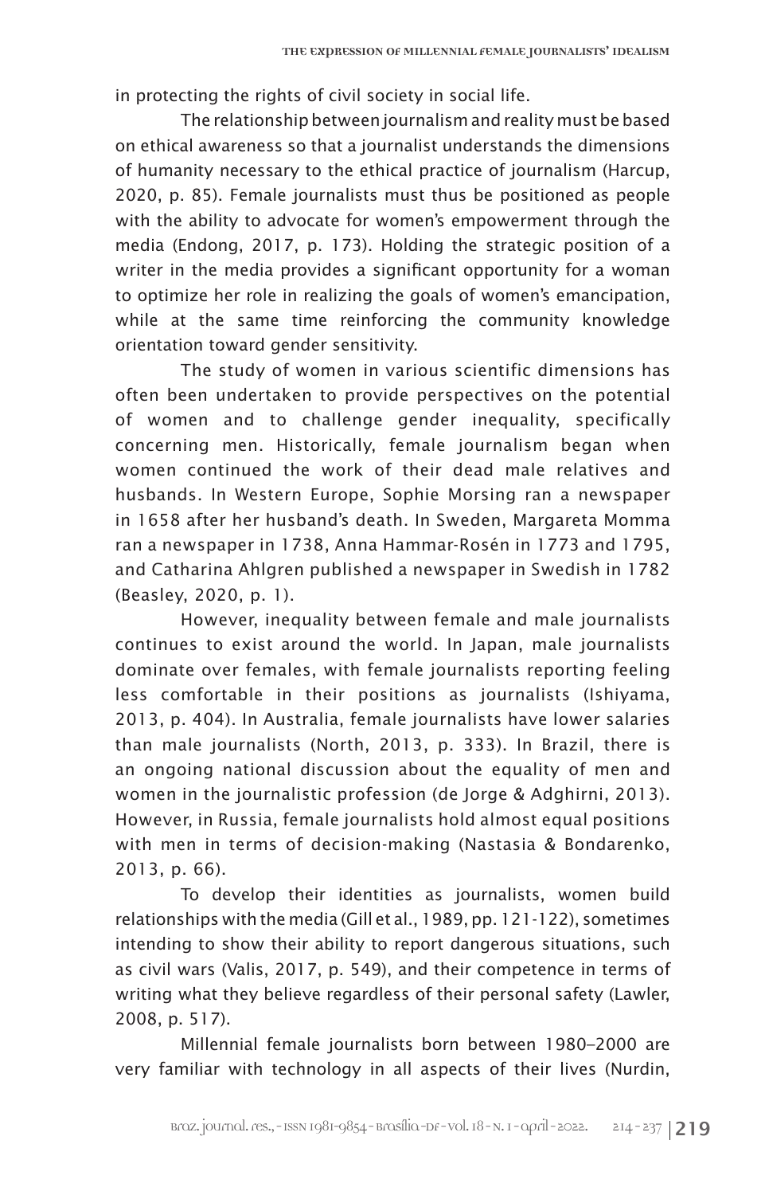in protecting the rights of civil society in social life.

The relationship between journalism and reality must be based on ethical awareness so that a journalist understands the dimensions of humanity necessary to the ethical practice of journalism (Harcup, 2020, p. 85). Female journalists must thus be positioned as people with the ability to advocate for women's empowerment through the media (Endong, 2017, p. 173). Holding the strategic position of a writer in the media provides a significant opportunity for a woman to optimize her role in realizing the goals of women's emancipation, while at the same time reinforcing the community knowledge orientation toward gender sensitivity.

The study of women in various scientific dimensions has often been undertaken to provide perspectives on the potential of women and to challenge gender inequality, specifically concerning men. Historically, female journalism began when women continued the work of their dead male relatives and husbands. In Western Europe, Sophie Morsing ran a newspaper in 1658 after her husband's death. In Sweden, Margareta Momma ran a newspaper in 1738, Anna Hammar-Rosén in 1773 and 1795, and Catharina Ahlgren published a newspaper in Swedish in 1782 (Beasley, 2020, p. 1).

However, inequality between female and male journalists continues to exist around the world. In Japan, male journalists dominate over females, with female journalists reporting feeling less comfortable in their positions as journalists (Ishiyama, 2013, p. 404). In Australia, female journalists have lower salaries than male journalists (North, 2013, p. 333). In Brazil, there is an ongoing national discussion about the equality of men and women in the journalistic profession (de Jorge & Adghirni, 2013). However, in Russia, female journalists hold almost equal positions with men in terms of decision-making (Nastasia & Bondarenko, 2013, p. 66).

To develop their identities as journalists, women build relationships with the media (Gill et al., 1989, pp. 121-122), sometimes intending to show their ability to report dangerous situations, such as civil wars (Valis, 2017, p. 549), and their competence in terms of writing what they believe regardless of their personal safety (Lawler, 2008, p. 517).

Millennial female journalists born between 1980–2000 are very familiar with technology in all aspects of their lives (Nurdin,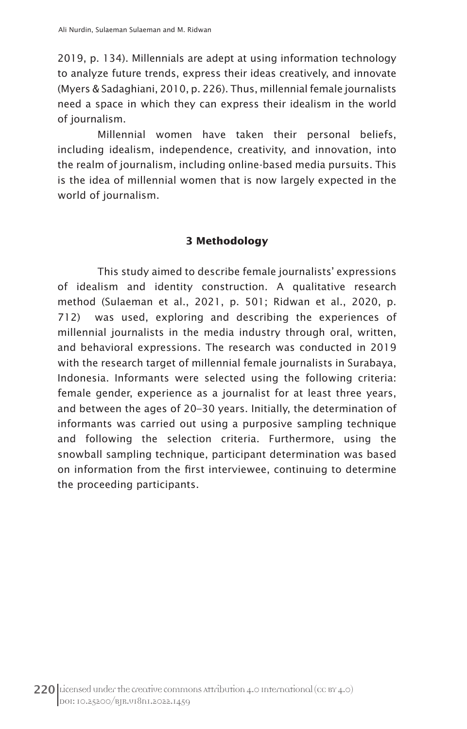2019, p. 134). Millennials are adept at using information technology to analyze future trends, express their ideas creatively, and innovate (Myers & Sadaghiani, 2010, p. 226). Thus, millennial female journalists need a space in which they can express their idealism in the world of journalism.

Millennial women have taken their personal beliefs, including idealism, independence, creativity, and innovation, into the realm of journalism, including online-based media pursuits. This is the idea of millennial women that is now largely expected in the world of journalism.

## 3 Methodology

This study aimed to describe female journalists' expressions of idealism and identity construction. A qualitative research method (Sulaeman et al., 2021, p. 501; Ridwan et al., 2020, p. 712) was used, exploring and describing the experiences of millennial journalists in the media industry through oral, written, and behavioral expressions. The research was conducted in 2019 with the research target of millennial female journalists in Surabaya, Indonesia. Informants were selected using the following criteria: female gender, experience as a journalist for at least three years, and between the ages of 20–30 years. Initially, the determination of informants was carried out using a purposive sampling technique and following the selection criteria. Furthermore, using the snowball sampling technique, participant determination was based on information from the first interviewee, continuing to determine the proceeding participants.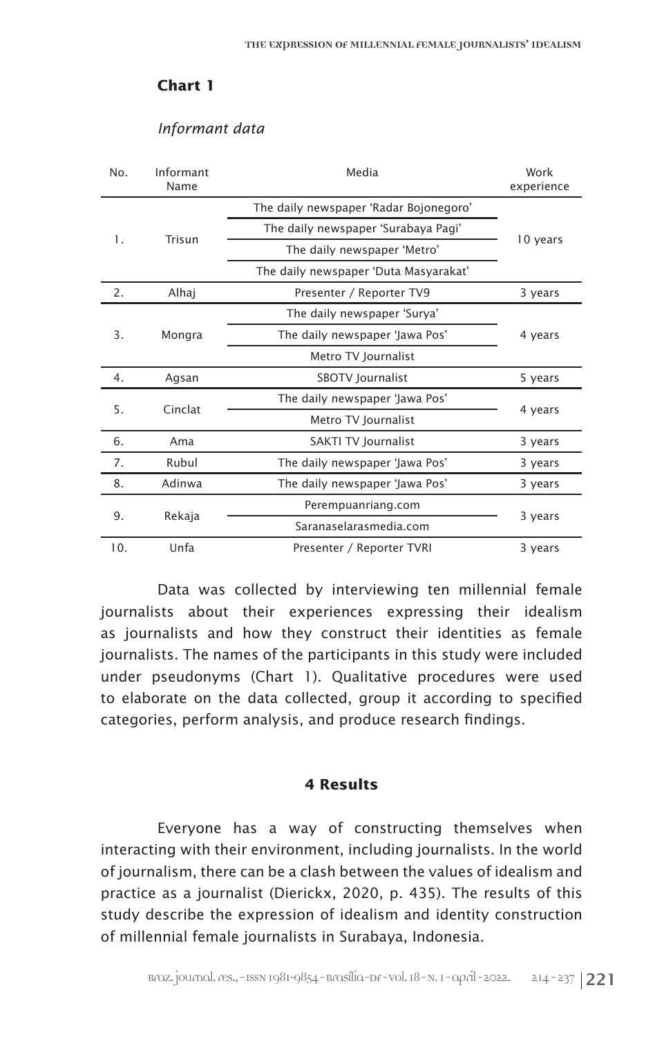**Chart 1**

*Informant data*

| No. | Informant Name | Media | Work experience |
|---|---|---|---|
| 1. | Trisun | The daily newspaper 'Radar Bojonegoro' | 10 years |
| | | The daily newspaper 'Surabaya Pagi' | |
| | | The daily newspaper 'Metro' | |
| | | The daily newspaper 'Duta Masyarakat' | |
| 2. | Alhaj | Presenter / Reporter TV9 | 3 years |
| 3. | Mongra | The daily newspaper 'Surya' | 4 years |
| | | The daily newspaper 'Jawa Pos' | |
| | | Metro TV Journalist | |
| 4. | Agsan | SBOTV Journalist | 5 years |
| 5. | Cinclat | The daily newspaper 'Jawa Pos' | 4 years |
| | | Metro TV Journalist | |
| 6. | Ama | SAKTI TV Journalist | 3 years |
| 7. | Rubul | The daily newspaper 'Jawa Pos' | 3 years |
| 8. | Adinwa | The daily newspaper 'Jawa Pos' | 3 years |
| 9. | Rekaja | Perempuanriang.com | 3 years |
| | | Saranaselarasmedia.com | |
| 10. | Unfa | Presenter / Reporter TVRI | 3 years |

Data was collected by interviewing ten millennial female journalists about their experiences expressing their idealism as journalists and how they construct their identities as female journalists. The names of the participants in this study were included under pseudonyms (Chart 1). Qualitative procedures were used to elaborate on the data collected, group it according to specified categories, perform analysis, and produce research findings.

## 4 Results

Everyone has a way of constructing themselves when interacting with their environment, including journalists. In the world of journalism, there can be a clash between the values of idealism and practice as a journalist (Dierickx, 2020, p. 435). The results of this study describe the expression of idealism and identity construction of millennial female journalists in Surabaya, Indonesia.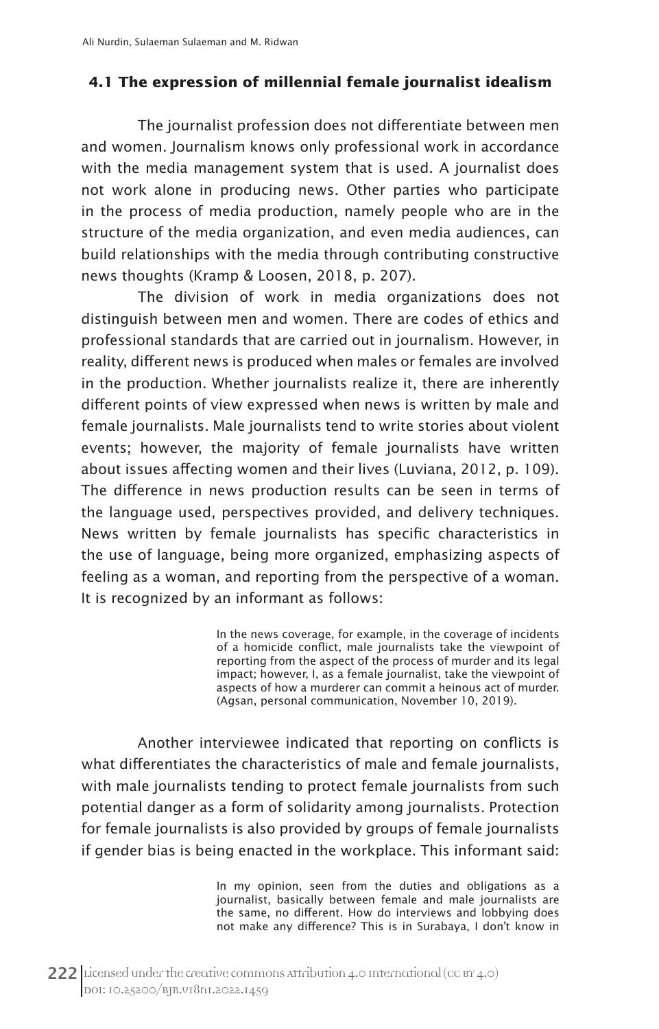### 4.1 The expression of millennial female journalist idealism

The journalist profession does not differentiate between men and women. Journalism knows only professional work in accordance with the media management system that is used. A journalist does not work alone in producing news. Other parties who participate in the process of media production, namely people who are in the structure of the media organization, and even media audiences, can build relationships with the media through contributing constructive news thoughts (Kramp & Loosen, 2018, p. 207).

The division of work in media organizations does not distinguish between men and women. There are codes of ethics and professional standards that are carried out in journalism. However, in reality, different news is produced when males or females are involved in the production. Whether journalists realize it, there are inherently different points of view expressed when news is written by male and female journalists. Male journalists tend to write stories about violent events; however, the majority of female journalists have written about issues affecting women and their lives (Luviana, 2012, p. 109). The difference in news production results can be seen in terms of the language used, perspectives provided, and delivery techniques. News written by female journalists has specific characteristics in the use of language, being more organized, emphasizing aspects of feeling as a woman, and reporting from the perspective of a woman. It is recognized by an informant as follows:

> In the news coverage, for example, in the coverage of incidents of a homicide conflict, male journalists take the viewpoint of reporting from the aspect of the process of murder and its legal impact; however, I, as a female journalist, take the viewpoint of aspects of how a murderer can commit a heinous act of murder. (Agsan, personal communication, November 10, 2019).

Another interviewee indicated that reporting on conflicts is what differentiates the characteristics of male and female journalists, with male journalists tending to protect female journalists from such potential danger as a form of solidarity among journalists. Protection for female journalists is also provided by groups of female journalists if gender bias is being enacted in the workplace. This informant said:

> In my opinion, seen from the duties and obligations as a journalist, basically between female and male journalists are the same, no different. How do interviews and lobbying does not make any difference? This is in Surabaya, I don't know in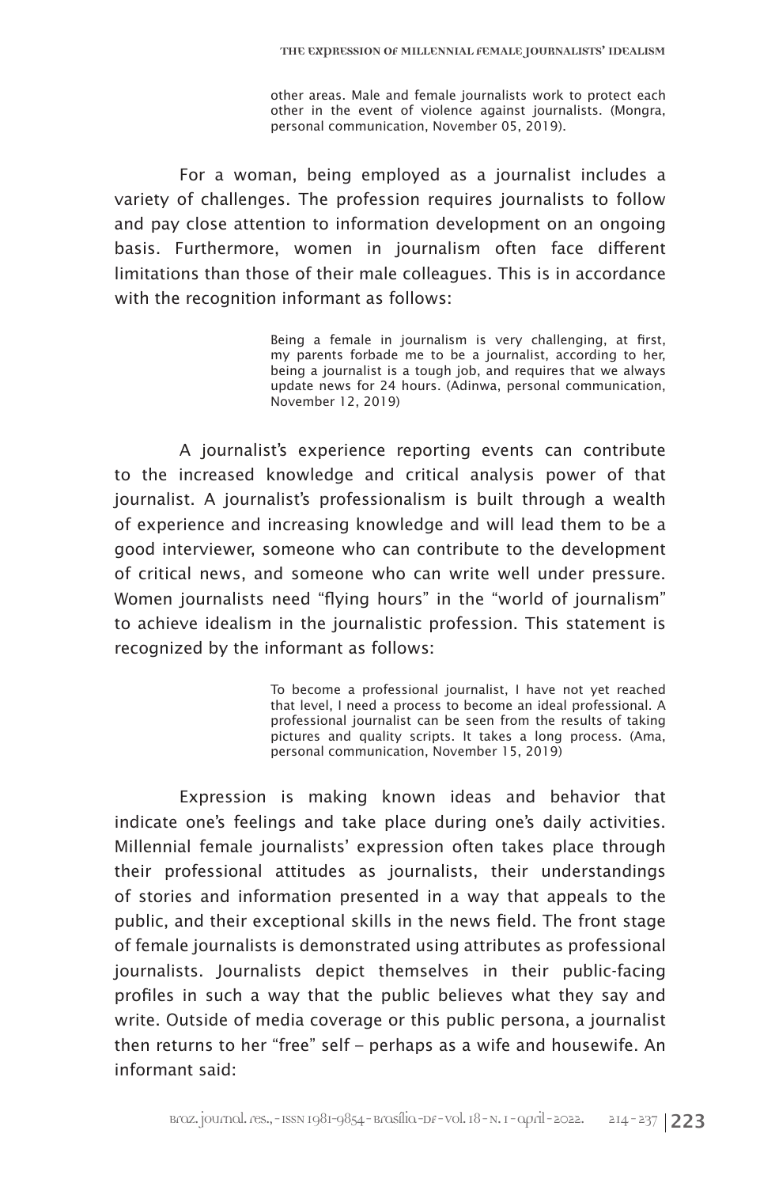> other areas. Male and female journalists work to protect each other in the event of violence against journalists. (Mongra, personal communication, November 05, 2019).

For a woman, being employed as a journalist includes a variety of challenges. The profession requires journalists to follow and pay close attention to information development on an ongoing basis. Furthermore, women in journalism often face different limitations than those of their male colleagues. This is in accordance with the recognition informant as follows:

> Being a female in journalism is very challenging, at first, my parents forbade me to be a journalist, according to her, being a journalist is a tough job, and requires that we always update news for 24 hours. (Adinwa, personal communication, November 12, 2019)

A journalist's experience reporting events can contribute to the increased knowledge and critical analysis power of that journalist. A journalist's professionalism is built through a wealth of experience and increasing knowledge and will lead them to be a good interviewer, someone who can contribute to the development of critical news, and someone who can write well under pressure. Women journalists need "flying hours" in the "world of journalism" to achieve idealism in the journalistic profession. This statement is recognized by the informant as follows:

> To become a professional journalist, I have not yet reached that level, I need a process to become an ideal professional. A professional journalist can be seen from the results of taking pictures and quality scripts. It takes a long process. (Ama, personal communication, November 15, 2019)

Expression is making known ideas and behavior that indicate one's feelings and take place during one's daily activities. Millennial female journalists' expression often takes place through their professional attitudes as journalists, their understandings of stories and information presented in a way that appeals to the public, and their exceptional skills in the news field. The front stage of female journalists is demonstrated using attributes as professional journalists. Journalists depict themselves in their public-facing profiles in such a way that the public believes what they say and write. Outside of media coverage or this public persona, a journalist then returns to her "free" self – perhaps as a wife and housewife. An informant said: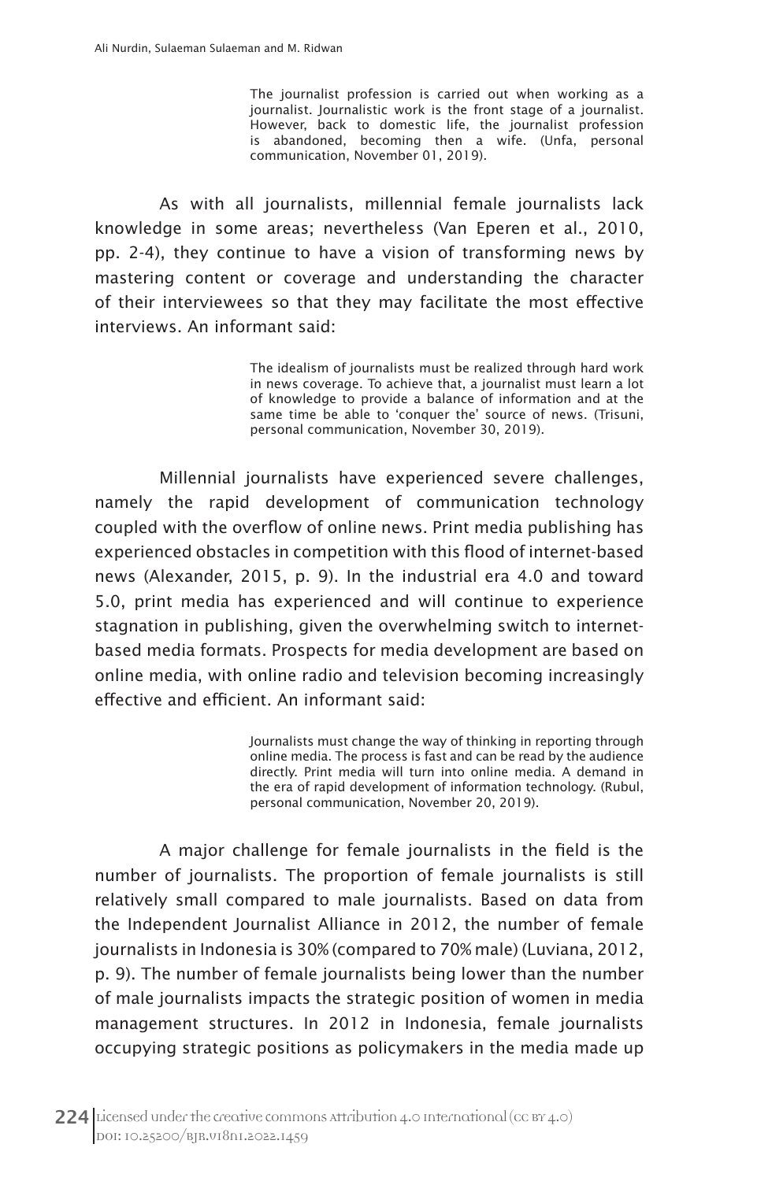> The journalist profession is carried out when working as a journalist. Journalistic work is the front stage of a journalist. However, back to domestic life, the journalist profession is abandoned, becoming then a wife. (Unfa, personal communication, November 01, 2019).

As with all journalists, millennial female journalists lack knowledge in some areas; nevertheless (Van Eperen et al., 2010, pp. 2-4), they continue to have a vision of transforming news by mastering content or coverage and understanding the character of their interviewees so that they may facilitate the most effective interviews. An informant said:

> The idealism of journalists must be realized through hard work in news coverage. To achieve that, a journalist must learn a lot of knowledge to provide a balance of information and at the same time be able to 'conquer the' source of news. (Trisuni, personal communication, November 30, 2019).

Millennial journalists have experienced severe challenges, namely the rapid development of communication technology coupled with the overflow of online news. Print media publishing has experienced obstacles in competition with this flood of internet-based news (Alexander, 2015, p. 9). In the industrial era 4.0 and toward 5.0, print media has experienced and will continue to experience stagnation in publishing, given the overwhelming switch to internet-based media formats. Prospects for media development are based on online media, with online radio and television becoming increasingly effective and efficient. An informant said:

> Journalists must change the way of thinking in reporting through online media. The process is fast and can be read by the audience directly. Print media will turn into online media. A demand in the era of rapid development of information technology. (Rubul, personal communication, November 20, 2019).

A major challenge for female journalists in the field is the number of journalists. The proportion of female journalists is still relatively small compared to male journalists. Based on data from the Independent Journalist Alliance in 2012, the number of female journalists in Indonesia is 30% (compared to 70% male) (Luviana, 2012, p. 9). The number of female journalists being lower than the number of male journalists impacts the strategic position of women in media management structures. In 2012 in Indonesia, female journalists occupying strategic positions as policymakers in the media made up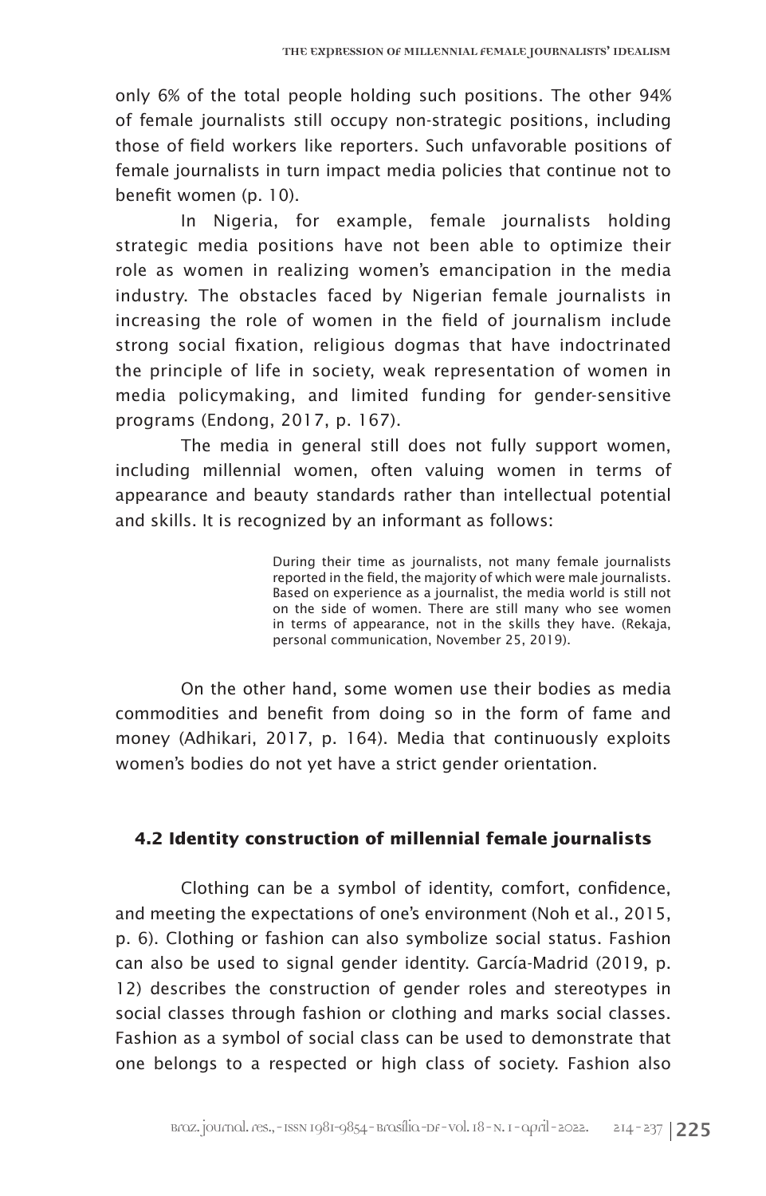only 6% of the total people holding such positions. The other 94% of female journalists still occupy non-strategic positions, including those of field workers like reporters. Such unfavorable positions of female journalists in turn impact media policies that continue not to benefit women (p. 10).

In Nigeria, for example, female journalists holding strategic media positions have not been able to optimize their role as women in realizing women's emancipation in the media industry. The obstacles faced by Nigerian female journalists in increasing the role of women in the field of journalism include strong social fixation, religious dogmas that have indoctrinated the principle of life in society, weak representation of women in media policymaking, and limited funding for gender-sensitive programs (Endong, 2017, p. 167).

The media in general still does not fully support women, including millennial women, often valuing women in terms of appearance and beauty standards rather than intellectual potential and skills. It is recognized by an informant as follows:

> During their time as journalists, not many female journalists reported in the field, the majority of which were male journalists. Based on experience as a journalist, the media world is still not on the side of women. There are still many who see women in terms of appearance, not in the skills they have. (Rekaja, personal communication, November 25, 2019).

On the other hand, some women use their bodies as media commodities and benefit from doing so in the form of fame and money (Adhikari, 2017, p. 164). Media that continuously exploits women's bodies do not yet have a strict gender orientation.

### 4.2 Identity construction of millennial female journalists

Clothing can be a symbol of identity, comfort, confidence, and meeting the expectations of one's environment (Noh et al., 2015, p. 6). Clothing or fashion can also symbolize social status. Fashion can also be used to signal gender identity. García-Madrid (2019, p. 12) describes the construction of gender roles and stereotypes in social classes through fashion or clothing and marks social classes. Fashion as a symbol of social class can be used to demonstrate that one belongs to a respected or high class of society. Fashion also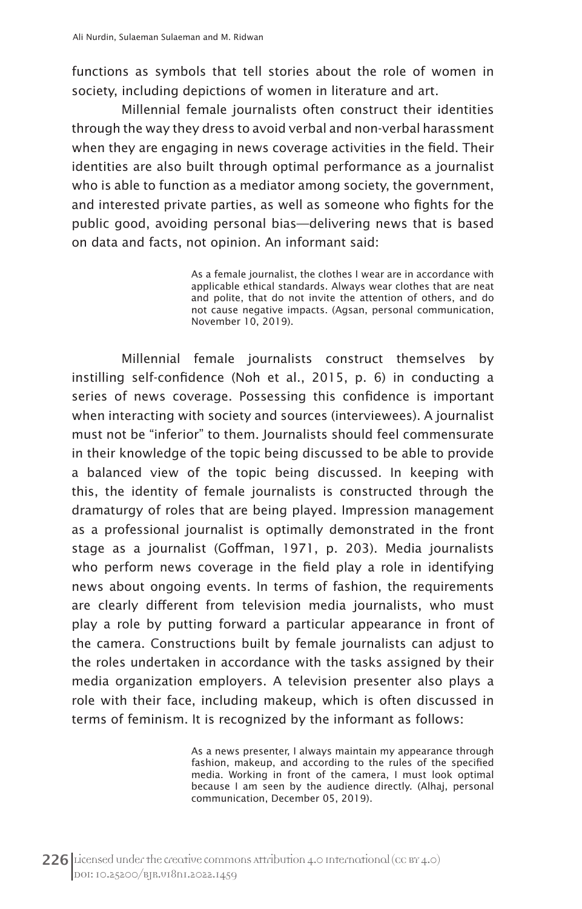functions as symbols that tell stories about the role of women in society, including depictions of women in literature and art.

Millennial female journalists often construct their identities through the way they dress to avoid verbal and non-verbal harassment when they are engaging in news coverage activities in the field. Their identities are also built through optimal performance as a journalist who is able to function as a mediator among society, the government, and interested private parties, as well as someone who fights for the public good, avoiding personal bias—delivering news that is based on data and facts, not opinion. An informant said:

> As a female journalist, the clothes I wear are in accordance with applicable ethical standards. Always wear clothes that are neat and polite, that do not invite the attention of others, and do not cause negative impacts. (Agsan, personal communication, November 10, 2019).

Millennial female journalists construct themselves by instilling self-confidence (Noh et al., 2015, p. 6) in conducting a series of news coverage. Possessing this confidence is important when interacting with society and sources (interviewees). A journalist must not be "inferior" to them. Journalists should feel commensurate in their knowledge of the topic being discussed to be able to provide a balanced view of the topic being discussed. In keeping with this, the identity of female journalists is constructed through the dramaturgy of roles that are being played. Impression management as a professional journalist is optimally demonstrated in the front stage as a journalist (Goffman, 1971, p. 203). Media journalists who perform news coverage in the field play a role in identifying news about ongoing events. In terms of fashion, the requirements are clearly different from television media journalists, who must play a role by putting forward a particular appearance in front of the camera. Constructions built by female journalists can adjust to the roles undertaken in accordance with the tasks assigned by their media organization employers. A television presenter also plays a role with their face, including makeup, which is often discussed in terms of feminism. It is recognized by the informant as follows:

> As a news presenter, I always maintain my appearance through fashion, makeup, and according to the rules of the specified media. Working in front of the camera, I must look optimal because I am seen by the audience directly. (Alhaj, personal communication, December 05, 2019).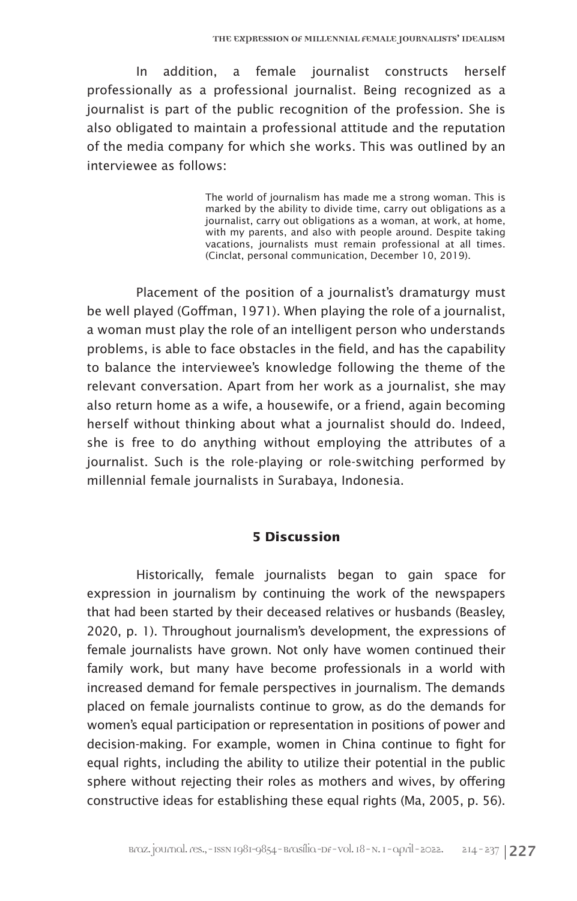In addition, a female journalist constructs herself professionally as a professional journalist. Being recognized as a journalist is part of the public recognition of the profession. She is also obligated to maintain a professional attitude and the reputation of the media company for which she works. This was outlined by an interviewee as follows:

> The world of journalism has made me a strong woman. This is marked by the ability to divide time, carry out obligations as a journalist, carry out obligations as a woman, at work, at home, with my parents, and also with people around. Despite taking vacations, journalists must remain professional at all times. (Cinclat, personal communication, December 10, 2019).

Placement of the position of a journalist's dramaturgy must be well played (Goffman, 1971). When playing the role of a journalist, a woman must play the role of an intelligent person who understands problems, is able to face obstacles in the field, and has the capability to balance the interviewee's knowledge following the theme of the relevant conversation. Apart from her work as a journalist, she may also return home as a wife, a housewife, or a friend, again becoming herself without thinking about what a journalist should do. Indeed, she is free to do anything without employing the attributes of a journalist. Such is the role-playing or role-switching performed by millennial female journalists in Surabaya, Indonesia.

## 5 Discussion

Historically, female journalists began to gain space for expression in journalism by continuing the work of the newspapers that had been started by their deceased relatives or husbands (Beasley, 2020, p. 1). Throughout journalism's development, the expressions of female journalists have grown. Not only have women continued their family work, but many have become professionals in a world with increased demand for female perspectives in journalism. The demands placed on female journalists continue to grow, as do the demands for women's equal participation or representation in positions of power and decision-making. For example, women in China continue to fight for equal rights, including the ability to utilize their potential in the public sphere without rejecting their roles as mothers and wives, by offering constructive ideas for establishing these equal rights (Ma, 2005, p. 56).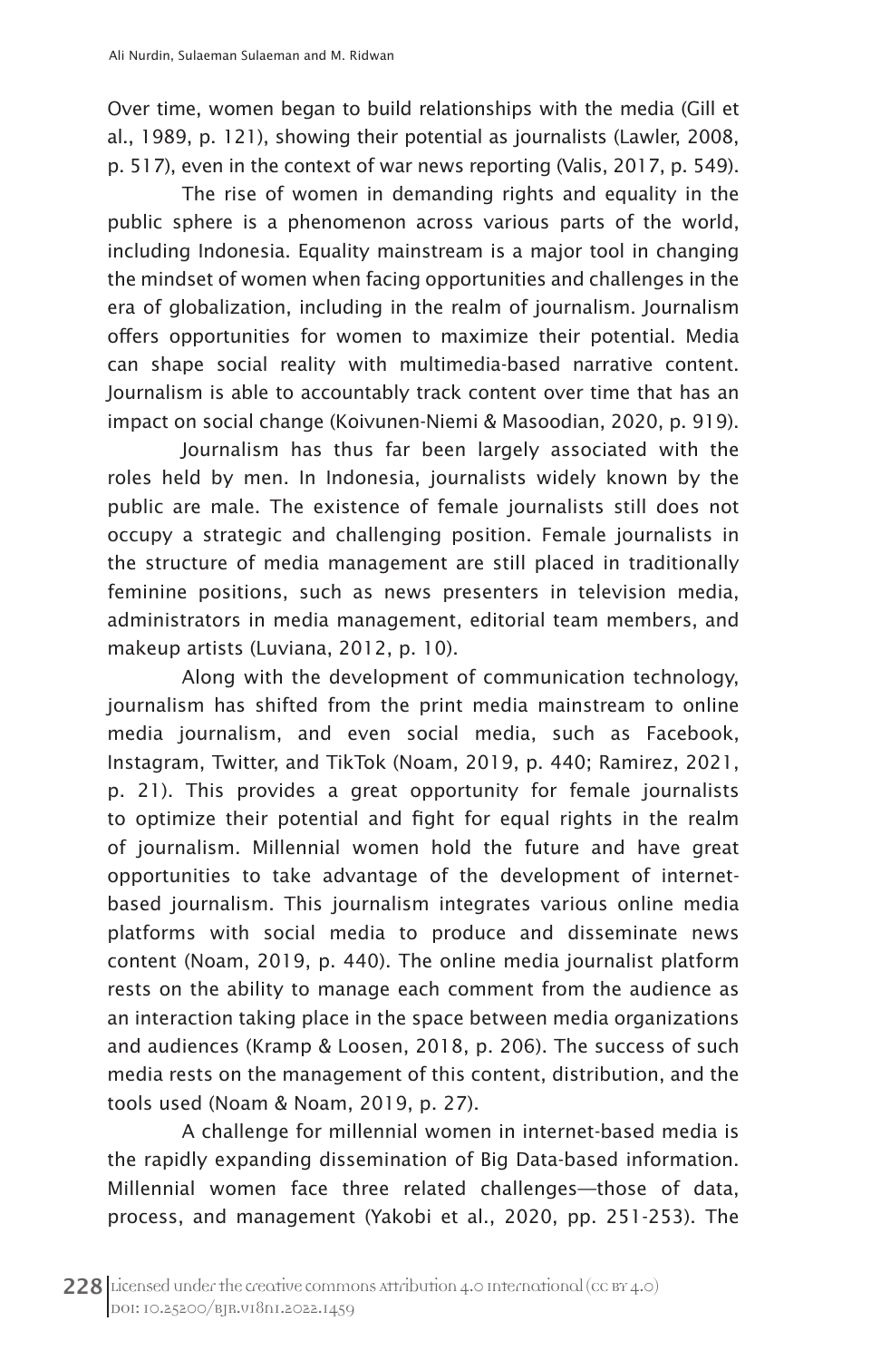Over time, women began to build relationships with the media (Gill et al., 1989, p. 121), showing their potential as journalists (Lawler, 2008, p. 517), even in the context of war news reporting (Valis, 2017, p. 549).

The rise of women in demanding rights and equality in the public sphere is a phenomenon across various parts of the world, including Indonesia. Equality mainstream is a major tool in changing the mindset of women when facing opportunities and challenges in the era of globalization, including in the realm of journalism. Journalism offers opportunities for women to maximize their potential. Media can shape social reality with multimedia-based narrative content. Journalism is able to accountably track content over time that has an impact on social change (Koivunen-Niemi & Masoodian, 2020, p. 919).

Journalism has thus far been largely associated with the roles held by men. In Indonesia, journalists widely known by the public are male. The existence of female journalists still does not occupy a strategic and challenging position. Female journalists in the structure of media management are still placed in traditionally feminine positions, such as news presenters in television media, administrators in media management, editorial team members, and makeup artists (Luviana, 2012, p. 10).

Along with the development of communication technology, journalism has shifted from the print media mainstream to online media journalism, and even social media, such as Facebook, Instagram, Twitter, and TikTok (Noam, 2019, p. 440; Ramirez, 2021, p. 21). This provides a great opportunity for female journalists to optimize their potential and fight for equal rights in the realm of journalism. Millennial women hold the future and have great opportunities to take advantage of the development of internet-based journalism. This journalism integrates various online media platforms with social media to produce and disseminate news content (Noam, 2019, p. 440). The online media journalist platform rests on the ability to manage each comment from the audience as an interaction taking place in the space between media organizations and audiences (Kramp & Loosen, 2018, p. 206). The success of such media rests on the management of this content, distribution, and the tools used (Noam & Noam, 2019, p. 27).

A challenge for millennial women in internet-based media is the rapidly expanding dissemination of Big Data-based information. Millennial women face three related challenges—those of data, process, and management (Yakobi et al., 2020, pp. 251-253). The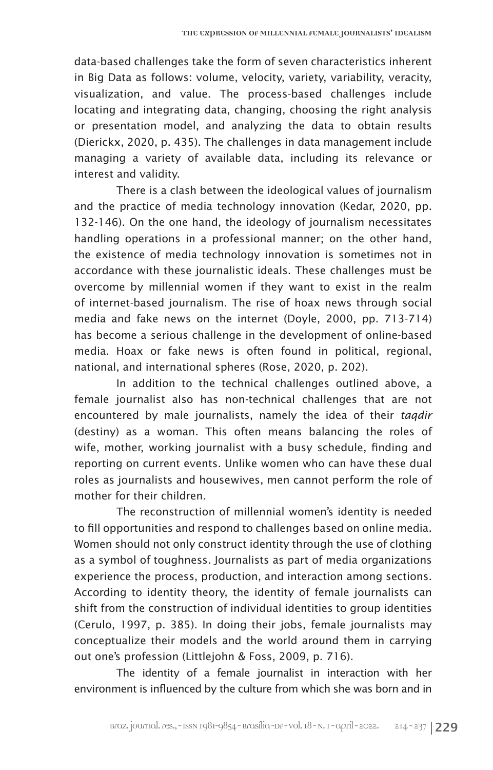data-based challenges take the form of seven characteristics inherent in Big Data as follows: volume, velocity, variety, variability, veracity, visualization, and value. The process-based challenges include locating and integrating data, changing, choosing the right analysis or presentation model, and analyzing the data to obtain results (Dierickx, 2020, p. 435). The challenges in data management include managing a variety of available data, including its relevance or interest and validity.

There is a clash between the ideological values of journalism and the practice of media technology innovation (Kedar, 2020, pp. 132-146). On the one hand, the ideology of journalism necessitates handling operations in a professional manner; on the other hand, the existence of media technology innovation is sometimes not in accordance with these journalistic ideals. These challenges must be overcome by millennial women if they want to exist in the realm of internet-based journalism. The rise of hoax news through social media and fake news on the internet (Doyle, 2000, pp. 713-714) has become a serious challenge in the development of online-based media. Hoax or fake news is often found in political, regional, national, and international spheres (Rose, 2020, p. 202).

In addition to the technical challenges outlined above, a female journalist also has non-technical challenges that are not encountered by male journalists, namely the idea of their *taqdir* (destiny) as a woman. This often means balancing the roles of wife, mother, working journalist with a busy schedule, finding and reporting on current events. Unlike women who can have these dual roles as journalists and housewives, men cannot perform the role of mother for their children.

The reconstruction of millennial women's identity is needed to fill opportunities and respond to challenges based on online media. Women should not only construct identity through the use of clothing as a symbol of toughness. Journalists as part of media organizations experience the process, production, and interaction among sections. According to identity theory, the identity of female journalists can shift from the construction of individual identities to group identities (Cerulo, 1997, p. 385). In doing their jobs, female journalists may conceptualize their models and the world around them in carrying out one's profession (Littlejohn & Foss, 2009, p. 716).

The identity of a female journalist in interaction with her environment is influenced by the culture from which she was born and in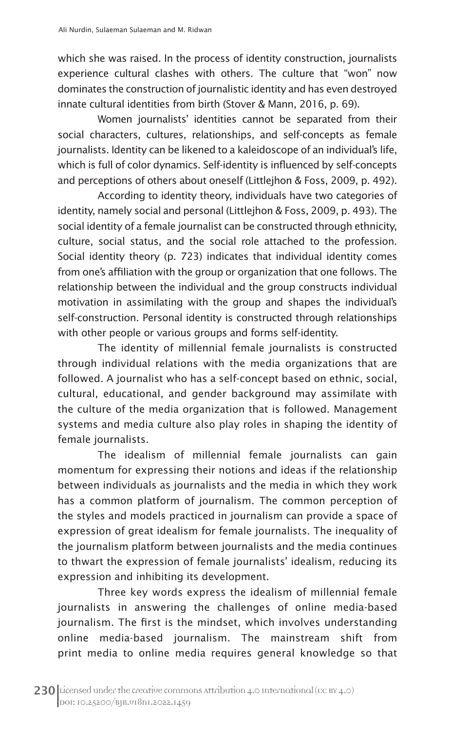which she was raised. In the process of identity construction, journalists experience cultural clashes with others. The culture that "won" now dominates the construction of journalistic identity and has even destroyed innate cultural identities from birth (Stover & Mann, 2016, p. 69).

Women journalists' identities cannot be separated from their social characters, cultures, relationships, and self-concepts as female journalists. Identity can be likened to a kaleidoscope of an individual's life, which is full of color dynamics. Self-identity is influenced by self-concepts and perceptions of others about oneself (Littlejhon & Foss, 2009, p. 492).

According to identity theory, individuals have two categories of identity, namely social and personal (Littlejhon & Foss, 2009, p. 493). The social identity of a female journalist can be constructed through ethnicity, culture, social status, and the social role attached to the profession. Social identity theory (p. 723) indicates that individual identity comes from one's affiliation with the group or organization that one follows. The relationship between the individual and the group constructs individual motivation in assimilating with the group and shapes the individual's self-construction. Personal identity is constructed through relationships with other people or various groups and forms self-identity.

The identity of millennial female journalists is constructed through individual relations with the media organizations that are followed. A journalist who has a self-concept based on ethnic, social, cultural, educational, and gender background may assimilate with the culture of the media organization that is followed. Management systems and media culture also play roles in shaping the identity of female journalists.

The idealism of millennial female journalists can gain momentum for expressing their notions and ideas if the relationship between individuals as journalists and the media in which they work has a common platform of journalism. The common perception of the styles and models practiced in journalism can provide a space of expression of great idealism for female journalists. The inequality of the journalism platform between journalists and the media continues to thwart the expression of female journalists' idealism, reducing its expression and inhibiting its development.

Three key words express the idealism of millennial female journalists in answering the challenges of online media-based journalism. The first is the mindset, which involves understanding online media-based journalism. The mainstream shift from print media to online media requires general knowledge so that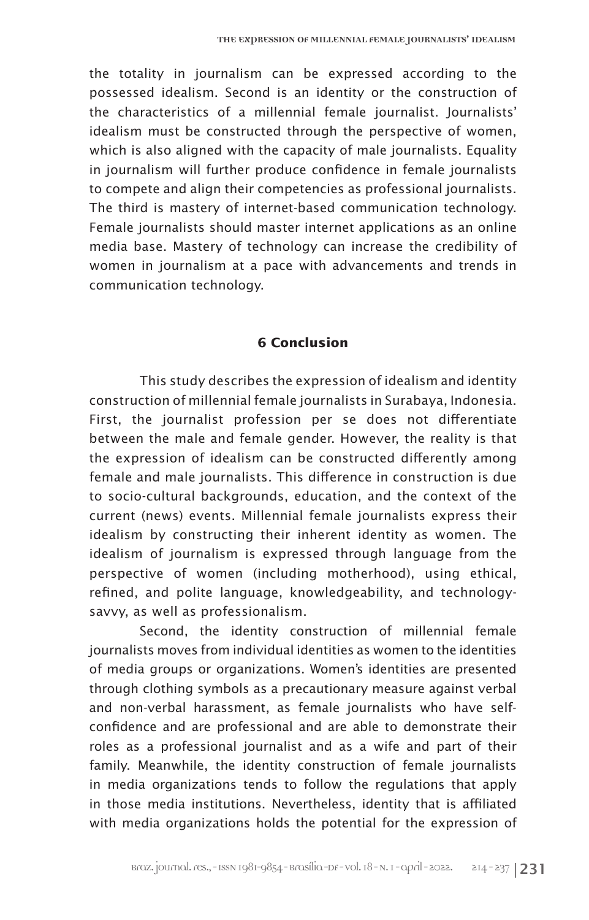the totality in journalism can be expressed according to the possessed idealism. Second is an identity or the construction of the characteristics of a millennial female journalist. Journalists' idealism must be constructed through the perspective of women, which is also aligned with the capacity of male journalists. Equality in journalism will further produce confidence in female journalists to compete and align their competencies as professional journalists. The third is mastery of internet-based communication technology. Female journalists should master internet applications as an online media base. Mastery of technology can increase the credibility of women in journalism at a pace with advancements and trends in communication technology.

## 6 Conclusion

This study describes the expression of idealism and identity construction of millennial female journalists in Surabaya, Indonesia. First, the journalist profession per se does not differentiate between the male and female gender. However, the reality is that the expression of idealism can be constructed differently among female and male journalists. This difference in construction is due to socio-cultural backgrounds, education, and the context of the current (news) events. Millennial female journalists express their idealism by constructing their inherent identity as women. The idealism of journalism is expressed through language from the perspective of women (including motherhood), using ethical, refined, and polite language, knowledgeability, and technology-savvy, as well as professionalism.

Second, the identity construction of millennial female journalists moves from individual identities as women to the identities of media groups or organizations. Women's identities are presented through clothing symbols as a precautionary measure against verbal and non-verbal harassment, as female journalists who have self-confidence and are professional and are able to demonstrate their roles as a professional journalist and as a wife and part of their family. Meanwhile, the identity construction of female journalists in media organizations tends to follow the regulations that apply in those media institutions. Nevertheless, identity that is affiliated with media organizations holds the potential for the expression of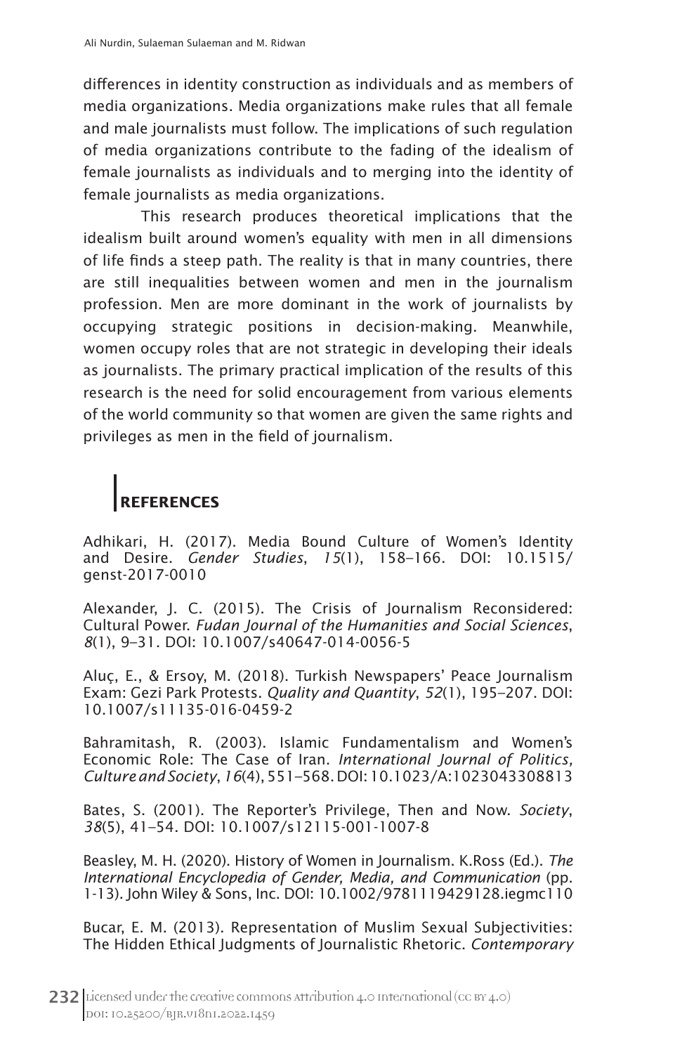differences in identity construction as individuals and as members of media organizations. Media organizations make rules that all female and male journalists must follow. The implications of such regulation of media organizations contribute to the fading of the idealism of female journalists as individuals and to merging into the identity of female journalists as media organizations.

This research produces theoretical implications that the idealism built around women's equality with men in all dimensions of life finds a steep path. The reality is that in many countries, there are still inequalities between women and men in the journalism profession. Men are more dominant in the work of journalists by occupying strategic positions in decision-making. Meanwhile, women occupy roles that are not strategic in developing their ideals as journalists. The primary practical implication of the results of this research is the need for solid encouragement from various elements of the world community so that women are given the same rights and privileges as men in the field of journalism.

## REFERENCES

Adhikari, H. (2017). Media Bound Culture of Women's Identity and Desire. *Gender Studies*, *15*(1), 158–166. DOI: 10.1515/genst-2017-0010

Alexander, J. C. (2015). The Crisis of Journalism Reconsidered: Cultural Power. *Fudan Journal of the Humanities and Social Sciences*, *8*(1), 9–31. DOI: 10.1007/s40647-014-0056-5

Aluç, E., & Ersoy, M. (2018). Turkish Newspapers' Peace Journalism Exam: Gezi Park Protests. *Quality and Quantity*, *52*(1), 195–207. DOI: 10.1007/s11135-016-0459-2

Bahramitash, R. (2003). Islamic Fundamentalism and Women's Economic Role: The Case of Iran. *International Journal of Politics, Culture and Society*, *16*(4), 551–568. DOI: 10.1023/A:1023043308813

Bates, S. (2001). The Reporter's Privilege, Then and Now. *Society*, *38*(5), 41–54. DOI: 10.1007/s12115-001-1007-8

Beasley, M. H. (2020). History of Women in Journalism. K.Ross (Ed.). *The International Encyclopedia of Gender, Media, and Communication* (pp. 1-13). John Wiley & Sons, Inc. DOI: 10.1002/9781119429128.iegmc110

Bucar, E. M. (2013). Representation of Muslim Sexual Subjectivities: The Hidden Ethical Judgments of Journalistic Rhetoric. *Contemporary*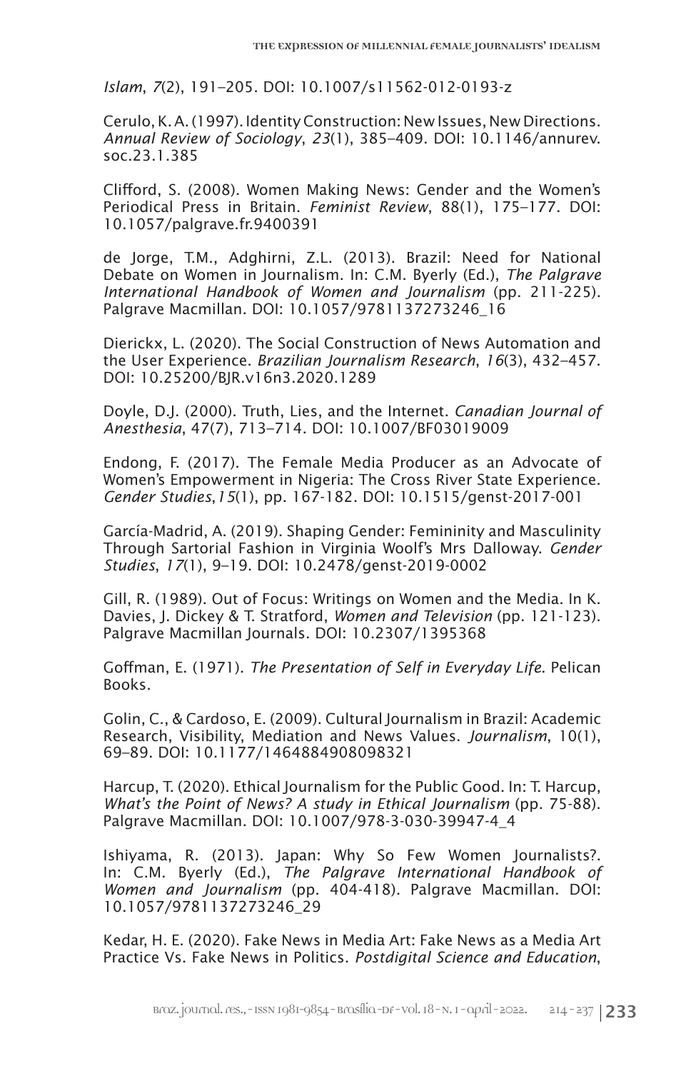*Islam*, *7*(2), 191–205. DOI: 10.1007/s11562-012-0193-z

Cerulo, K. A. (1997). Identity Construction: New Issues, New Directions. *Annual Review of Sociology*, *23*(1), 385–409. DOI: 10.1146/annurev.soc.23.1.385

Clifford, S. (2008). Women Making News: Gender and the Women's Periodical Press in Britain. *Feminist Review*, 88(1), 175–177. DOI: 10.1057/palgrave.fr.9400391

de Jorge, T.M., Adghirni, Z.L. (2013). Brazil: Need for National Debate on Women in Journalism. In: C.M. Byerly (Ed.), *The Palgrave International Handbook of Women and Journalism* (pp. 211-225). Palgrave Macmillan. DOI: 10.1057/9781137273246_16

Dierickx, L. (2020). The Social Construction of News Automation and the User Experience. *Brazilian Journalism Research*, *16*(3), 432–457. DOI: 10.25200/BJR.v16n3.2020.1289

Doyle, D.J. (2000). Truth, Lies, and the Internet. *Canadian Journal of Anesthesia*, 47(7), 713–714. DOI: 10.1007/BF03019009

Endong, F. (2017). The Female Media Producer as an Advocate of Women's Empowerment in Nigeria: The Cross River State Experience. *Gender Studies*,*15*(1), pp. 167-182. DOI: 10.1515/genst-2017-001

García-Madrid, A. (2019). Shaping Gender: Femininity and Masculinity Through Sartorial Fashion in Virginia Woolf's Mrs Dalloway. *Gender Studies*, *17*(1), 9–19. DOI: 10.2478/genst-2019-0002

Gill, R. (1989). Out of Focus: Writings on Women and the Media. In K. Davies, J. Dickey & T. Stratford, *Women and Television* (pp. 121-123). Palgrave Macmillan Journals. DOI: 10.2307/1395368

Goffman, E. (1971). *The Presentation of Self in Everyday Life*. Pelican Books.

Golin, C., & Cardoso, E. (2009). Cultural Journalism in Brazil: Academic Research, Visibility, Mediation and News Values. *Journalism*, 10(1), 69–89. DOI: 10.1177/1464884908098321

Harcup, T. (2020). Ethical Journalism for the Public Good. In: T. Harcup, *What's the Point of News? A study in Ethical Journalism* (pp. 75-88). Palgrave Macmillan. DOI: 10.1007/978-3-030-39947-4_4

Ishiyama, R. (2013). Japan: Why So Few Women Journalists?. In: C.M. Byerly (Ed.), *The Palgrave International Handbook of Women and Journalism* (pp. 404-418). Palgrave Macmillan. DOI: 10.1057/9781137273246_29

Kedar, H. E. (2020). Fake News in Media Art: Fake News as a Media Art Practice Vs. Fake News in Politics. *Postdigital Science and Education*,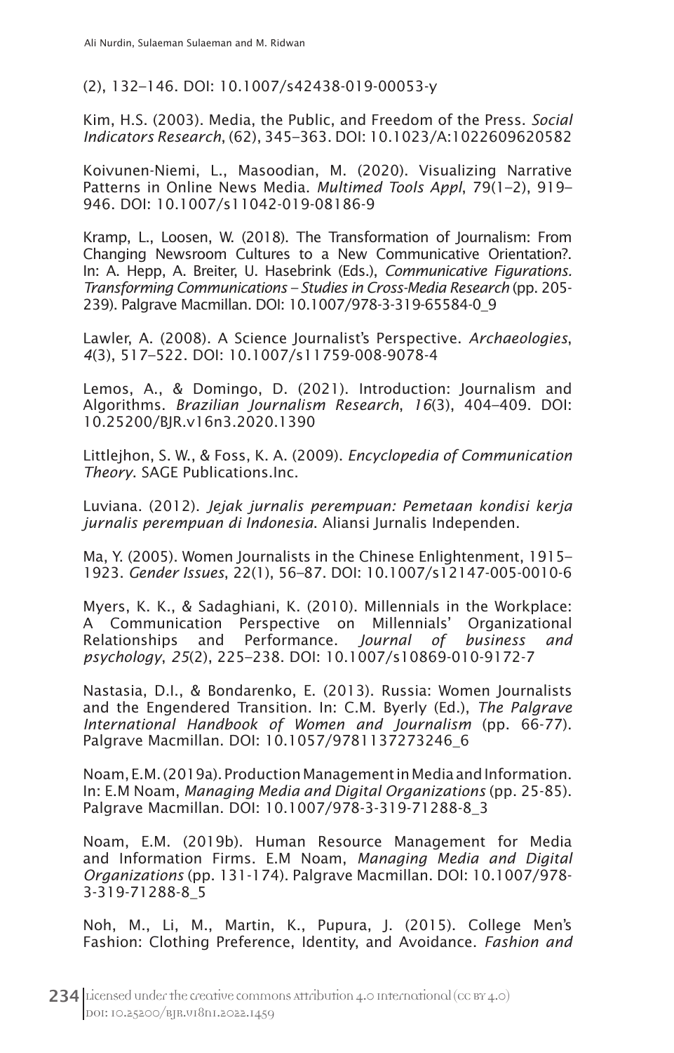(2), 132–146. DOI: 10.1007/s42438-019-00053-y

Kim, H.S. (2003). Media, the Public, and Freedom of the Press. *Social Indicators Research*, (62), 345–363. DOI: 10.1023/A:1022609620582

Koivunen-Niemi, L., Masoodian, M. (2020). Visualizing Narrative Patterns in Online News Media. *Multimed Tools Appl*, 79(1–2), 919–946. DOI: 10.1007/s11042-019-08186-9

Kramp, L., Loosen, W. (2018). The Transformation of Journalism: From Changing Newsroom Cultures to a New Communicative Orientation?. In: A. Hepp, A. Breiter, U. Hasebrink (Eds.), *Communicative Figurations. Transforming Communications – Studies in Cross-Media Research* (pp. 205-239). Palgrave Macmillan. DOI: 10.1007/978-3-319-65584-0_9

Lawler, A. (2008). A Science Journalist's Perspective. *Archaeologies*, *4*(3), 517–522. DOI: 10.1007/s11759-008-9078-4

Lemos, A., & Domingo, D. (2021). Introduction: Journalism and Algorithms. *Brazilian Journalism Research*, *16*(3), 404–409. DOI: 10.25200/BJR.v16n3.2020.1390

Littlejhon, S. W., & Foss, K. A. (2009). *Encyclopedia of Communication Theory*. SAGE Publications.Inc.

Luviana. (2012). *Jejak jurnalis perempuan: Pemetaan kondisi kerja jurnalis perempuan di Indonesia*. Aliansi Jurnalis Independen.

Ma, Y. (2005). Women Journalists in the Chinese Enlightenment, 1915–1923. *Gender Issues*, 22(1), 56–87. DOI: 10.1007/s12147-005-0010-6

Myers, K. K., & Sadaghiani, K. (2010). Millennials in the Workplace: A Communication Perspective on Millennials' Organizational Relationships and Performance. *Journal of business and psychology*, *25*(2), 225–238. DOI: 10.1007/s10869-010-9172-7

Nastasia, D.I., & Bondarenko, E. (2013). Russia: Women Journalists and the Engendered Transition. In: C.M. Byerly (Ed.), *The Palgrave International Handbook of Women and Journalism* (pp. 66-77). Palgrave Macmillan. DOI: 10.1057/9781137273246_6

Noam, E.M. (2019a). Production Management in Media and Information. In: E.M Noam, *Managing Media and Digital Organizations* (pp. 25-85). Palgrave Macmillan. DOI: 10.1007/978-3-319-71288-8_3

Noam, E.M. (2019b). Human Resource Management for Media and Information Firms. E.M Noam, *Managing Media and Digital Organizations* (pp. 131-174). Palgrave Macmillan. DOI: 10.1007/978-3-319-71288-8_5

Noh, M., Li, M., Martin, K., Pupura, J. (2015). College Men's Fashion: Clothing Preference, Identity, and Avoidance. *Fashion and*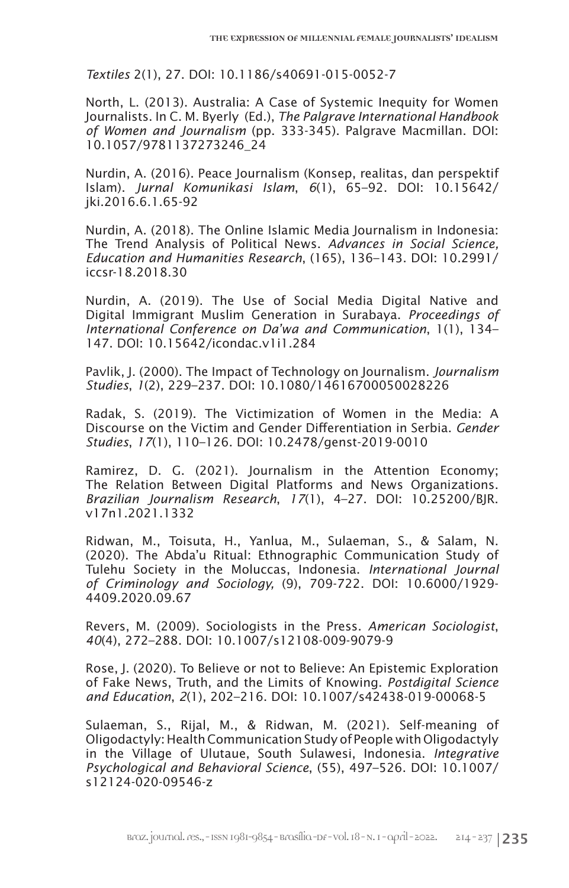*Textiles* 2(1), 27. DOI: 10.1186/s40691-015-0052-7

North, L. (2013). Australia: A Case of Systemic Inequity for Women Journalists. In C. M. Byerly (Ed.), *The Palgrave International Handbook of Women and Journalism* (pp. 333-345). Palgrave Macmillan. DOI: 10.1057/9781137273246_24

Nurdin, A. (2016). Peace Journalism (Konsep, realitas, dan perspektif Islam). *Jurnal Komunikasi Islam*, *6*(1), 65–92. DOI: 10.15642/jki.2016.6.1.65-92

Nurdin, A. (2018). The Online Islamic Media Journalism in Indonesia: The Trend Analysis of Political News. *Advances in Social Science, Education and Humanities Research*, (165), 136–143. DOI: 10.2991/iccsr-18.2018.30

Nurdin, A. (2019). The Use of Social Media Digital Native and Digital Immigrant Muslim Generation in Surabaya. *Proceedings of International Conference on Da'wa and Communication*, 1(1), 134–147. DOI: 10.15642/icondac.v1i1.284

Pavlik, J. (2000). The Impact of Technology on Journalism. *Journalism Studies*, *1*(2), 229–237. DOI: 10.1080/14616700050028226

Radak, S. (2019). The Victimization of Women in the Media: A Discourse on the Victim and Gender Differentiation in Serbia. *Gender Studies*, *17*(1), 110–126. DOI: 10.2478/genst-2019-0010

Ramirez, D. G. (2021). Journalism in the Attention Economy; The Relation Between Digital Platforms and News Organizations. *Brazilian Journalism Research*, *17*(1), 4–27. DOI: 10.25200/BJR.v17n1.2021.1332

Ridwan, M., Toisuta, H., Yanlua, M., Sulaeman, S., & Salam, N. (2020). The Abda'u Ritual: Ethnographic Communication Study of Tulehu Society in the Moluccas, Indonesia. *International Journal of Criminology and Sociology,* (9), 709-722. DOI: 10.6000/1929-4409.2020.09.67

Revers, M. (2009). Sociologists in the Press. *American Sociologist*, *40*(4), 272–288. DOI: 10.1007/s12108-009-9079-9

Rose, J. (2020). To Believe or not to Believe: An Epistemic Exploration of Fake News, Truth, and the Limits of Knowing. *Postdigital Science and Education*, *2*(1), 202–216. DOI: 10.1007/s42438-019-00068-5

Sulaeman, S., Rijal, M., & Ridwan, M. (2021). Self-meaning of Oligodactyly: Health Communication Study of People with Oligodactyly in the Village of Ulutaue, South Sulawesi, Indonesia. *Integrative Psychological and Behavioral Science*, (55), 497–526. DOI: 10.1007/s12124-020-09546-z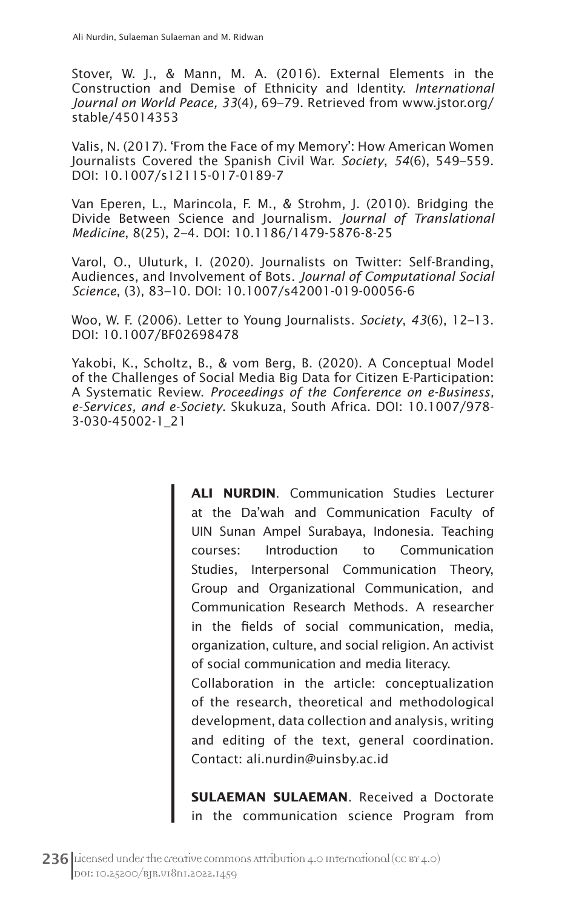Stover, W. J., & Mann, M. A. (2016). External Elements in the Construction and Demise of Ethnicity and Identity. *International Journal on World Peace, 33*(4), 69–79. Retrieved from www.jstor.org/stable/45014353

Valis, N. (2017). 'From the Face of my Memory': How American Women Journalists Covered the Spanish Civil War. *Society*, *54*(6), 549–559. DOI: 10.1007/s12115-017-0189-7

Van Eperen, L., Marincola, F. M., & Strohm, J. (2010). Bridging the Divide Between Science and Journalism. *Journal of Translational Medicine*, 8(25), 2–4. DOI: 10.1186/1479-5876-8-25

Varol, O., Uluturk, I. (2020). Journalists on Twitter: Self-Branding, Audiences, and Involvement of Bots. *Journal of Computational Social Science*, (3), 83–10. DOI: 10.1007/s42001-019-00056-6

Woo, W. F. (2006). Letter to Young Journalists. *Society*, *43*(6), 12–13. DOI: 10.1007/BF02698478

Yakobi, K., Scholtz, B., & vom Berg, B. (2020). A Conceptual Model of the Challenges of Social Media Big Data for Citizen E-Participation: A Systematic Review. *Proceedings of the Conference on e-Business, e-Services, and e-Society*. Skukuza, South Africa. DOI: 10.1007/978-3-030-45002-1_21

**ALI NURDIN**. Communication Studies Lecturer at the Da'wah and Communication Faculty of UIN Sunan Ampel Surabaya, Indonesia. Teaching courses: Introduction to Communication Studies, Interpersonal Communication Theory, Group and Organizational Communication, and Communication Research Methods. A researcher in the fields of social communication, media, organization, culture, and social religion. An activist of social communication and media literacy.
Collaboration in the article: conceptualization of the research, theoretical and methodological development, data collection and analysis, writing and editing of the text, general coordination. Contact: ali.nurdin@uinsby.ac.id

**SULAEMAN SULAEMAN**. Received a Doctorate in the communication science Program from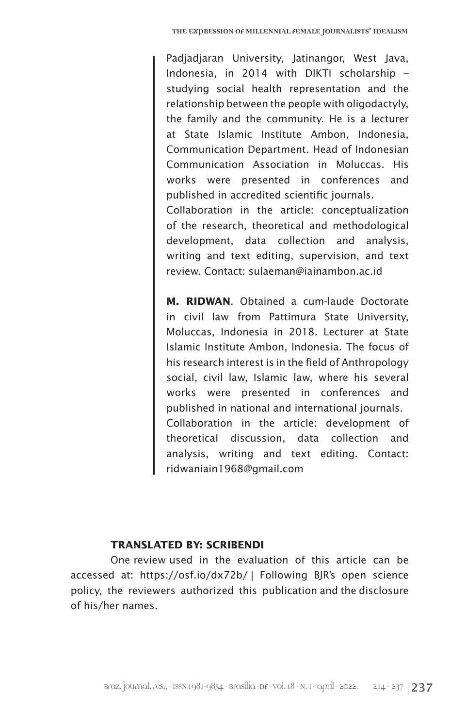Padjadjaran University, Jatinangor, West Java, Indonesia, in 2014 with DIKTI scholarship – studying social health representation and the relationship between the people with oligodactyly, the family and the community. He is a lecturer at State Islamic Institute Ambon, Indonesia, Communication Department. Head of Indonesian Communication Association in Moluccas. His works were presented in conferences and published in accredited scientific journals.
Collaboration in the article: conceptualization of the research, theoretical and methodological development, data collection and analysis, writing and text editing, supervision, and text review. Contact: sulaeman@iainambon.ac.id

**M. RIDWAN**. Obtained a cum-laude Doctorate in civil law from Pattimura State University, Moluccas, Indonesia in 2018. Lecturer at State Islamic Institute Ambon, Indonesia. The focus of his research interest is in the field of Anthropology social, civil law, Islamic law, where his several works were presented in conferences and published in national and international journals.
Collaboration in the article: development of theoretical discussion, data collection and analysis, writing and text editing. Contact: ridwaniain1968@gmail.com

**TRANSLATED BY: SCRIBENDI**

One review used in the evaluation of this article can be accessed at: https://osf.io/dx72b/ | Following BJR's open science policy, the reviewers authorized this publication and the disclosure of his/her names.